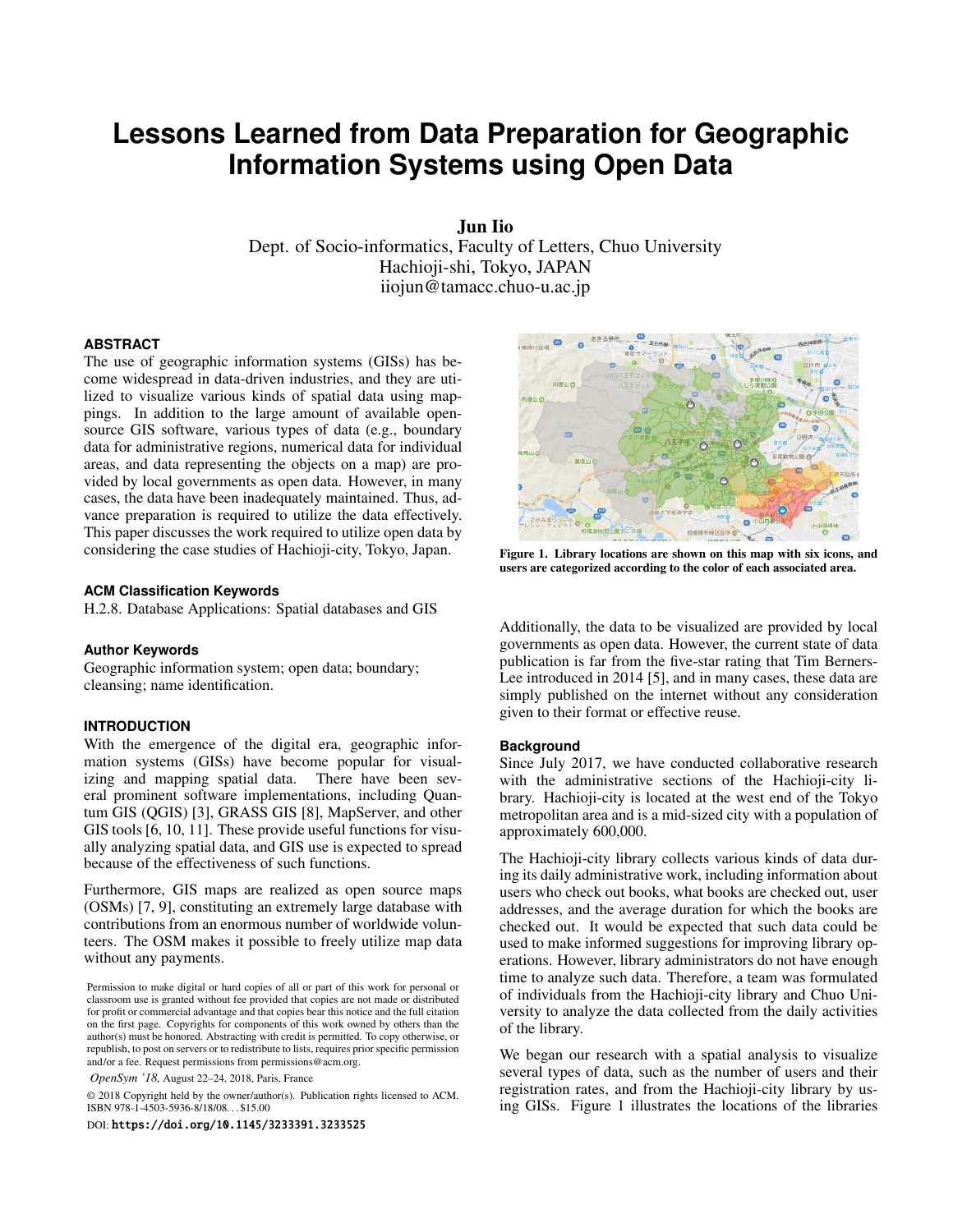# Lessons Learned from Data Preparation for Geographic Information Systems using Open Data

**Jun Iio**
Dept. of Socio-informatics, Faculty of Letters, Chuo University
Hachioji-shi, Tokyo, JAPAN
iiojun@tamacc.chuo-u.ac.jp

### ABSTRACT

The use of geographic information systems (GISs) has become widespread in data-driven industries, and they are utilized to visualize various kinds of spatial data using mappings. In addition to the large amount of available open-source GIS software, various types of data (e.g., boundary data for administrative regions, numerical data for individual areas, and data representing the objects on a map) are provided by local governments as open data. However, in many cases, the data have been inadequately maintained. Thus, advance preparation is required to utilize the data effectively. This paper discusses the work required to utilize open data by considering the case studies of Hachioji-city, Tokyo, Japan.

### ACM Classification Keywords

H.2.8. Database Applications: Spatial databases and GIS

### Author Keywords

Geographic information system; open data; boundary; cleansing; name identification.

### INTRODUCTION

With the emergence of the digital era, geographic information systems (GISs) have become popular for visualizing and mapping spatial data. There have been several prominent software implementations, including Quantum GIS (QGIS) [3], GRASS GIS [8], MapServer, and other GIS tools [6, 10, 11]. These provide useful functions for visually analyzing spatial data, and GIS use is expected to spread because of the effectiveness of such functions.

Furthermore, GIS maps are realized as open source maps (OSMs) [7, 9], constituting an extremely large database with contributions from an enormous number of worldwide volunteers. The OSM makes it possible to freely utilize map data without any payments.

Permission to make digital or hard copies of all or part of this work for personal or classroom use is granted without fee provided that copies are not made or distributed for profit or commercial advantage and that copies bear this notice and the full citation on the first page. Copyrights for components of this work owned by others than the author(s) must be honored. Abstracting with credit is permitted. To copy otherwise, or republish, to post on servers or to redistribute to lists, requires prior specific permission and/or a fee. Request permissions from permissions@acm.org.

*OpenSym '18,* August 22–24, 2018, Paris, France

© 2018 Copyright held by the owner/author(s). Publication rights licensed to ACM. ISBN 978-1-4503-5936-8/18/08. . . $15.00

DOI: https://doi.org/10.1145/3233391.3233525

**Figure 1. Library locations are shown on this map with six icons, and users are categorized according to the color of each associated area.**

Additionally, the data to be visualized are provided by local governments as open data. However, the current state of data publication is far from the five-star rating that Tim Berners-Lee introduced in 2014 [5], and in many cases, these data are simply published on the internet without any consideration given to their format or effective reuse.

### Background

Since July 2017, we have conducted collaborative research with the administrative sections of the Hachioji-city library. Hachioji-city is located at the west end of the Tokyo metropolitan area and is a mid-sized city with a population of approximately 600,000.

The Hachioji-city library collects various kinds of data during its daily administrative work, including information about users who check out books, what books are checked out, user addresses, and the average duration for which the books are checked out. It would be expected that such data could be used to make informed suggestions for improving library operations. However, library administrators do not have enough time to analyze such data. Therefore, a team was formulated of individuals from the Hachioji-city library and Chuo University to analyze the data collected from the daily activities of the library.

We began our research with a spatial analysis to visualize several types of data, such as the number of users and their registration rates, and from the Hachioji-city library by using GISs. Figure 1 illustrates the locations of the libraries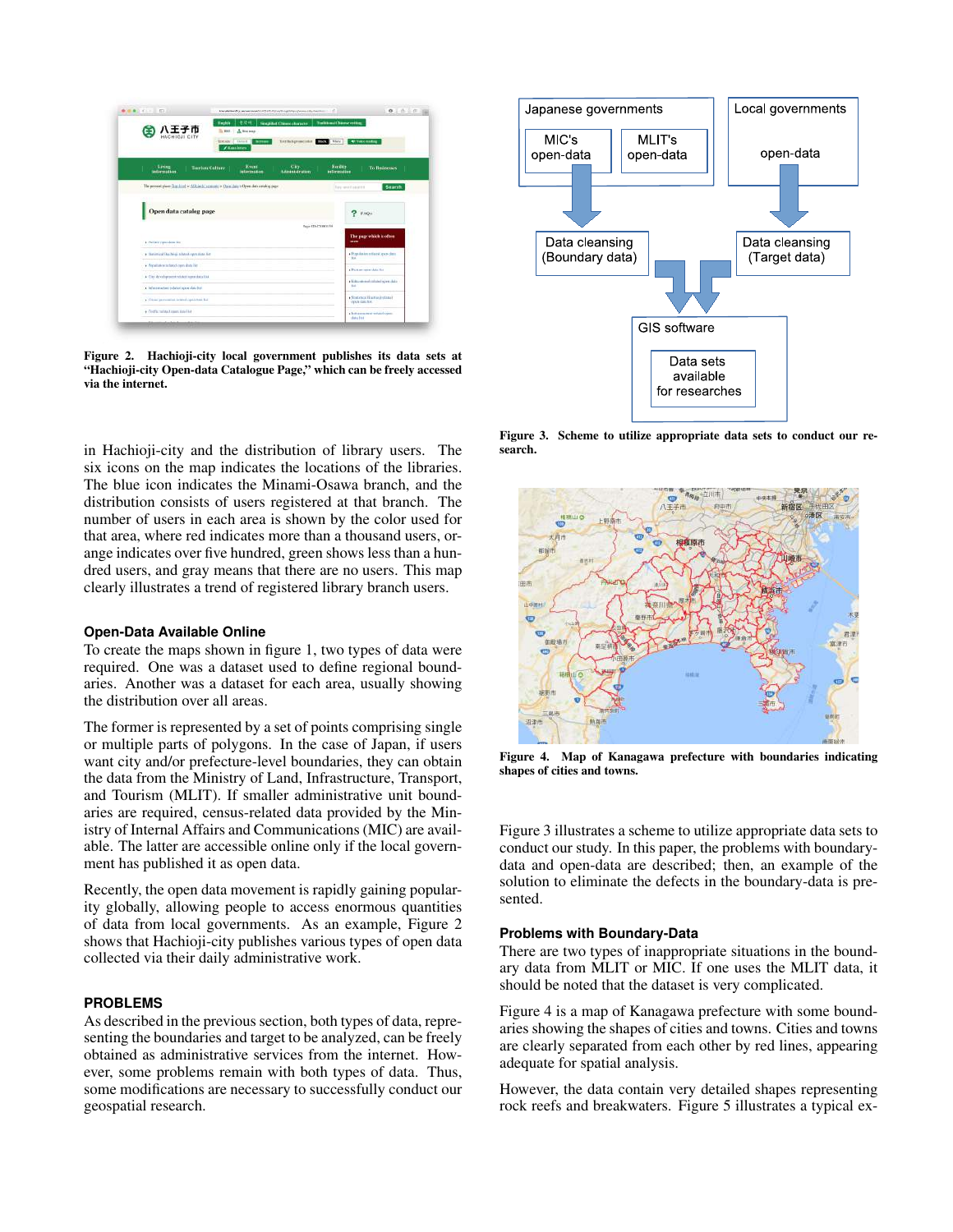Figure 2. Hachioji-city local government publishes its data sets at "Hachioji-city Open-data Catalogue Page," which can be freely accessed via the internet.

in Hachioji-city and the distribution of library users. The six icons on the map indicates the locations of the libraries. The blue icon indicates the Minami-Osawa branch, and the distribution consists of users registered at that branch. The number of users in each area is shown by the color used for that area, where red indicates more than a thousand users, orange indicates over five hundred, green shows less than a hundred users, and gray means that there are no users. This map clearly illustrates a trend of registered library branch users.

### Open-Data Available Online

To create the maps shown in figure 1, two types of data were required. One was a dataset used to define regional boundaries. Another was a dataset for each area, usually showing the distribution over all areas.

The former is represented by a set of points comprising single or multiple parts of polygons. In the case of Japan, if users want city and/or prefecture-level boundaries, they can obtain the data from the Ministry of Land, Infrastructure, Transport, and Tourism (MLIT). If smaller administrative unit boundaries are required, census-related data provided by the Ministry of Internal Affairs and Communications (MIC) are available. The latter are accessible online only if the local government has published it as open data.

Recently, the open data movement is rapidly gaining popularity globally, allowing people to access enormous quantities of data from local governments. As an example, Figure 2 shows that Hachioji-city publishes various types of open data collected via their daily administrative work.

## PROBLEMS

As described in the previous section, both types of data, representing the boundaries and target to be analyzed, can be freely obtained as administrative services from the internet. However, some problems remain with both types of data. Thus, some modifications are necessary to successfully conduct our geospatial research.

Japanese governments
MIC's open-data
MLIT's open-data
Local governments
open-data
Data cleansing (Boundary data)
Data cleansing (Target data)
GIS software
Data sets available for researches

Figure 3. Scheme to utilize appropriate data sets to conduct our research.

Figure 4. Map of Kanagawa prefecture with boundaries indicating shapes of cities and towns.

Figure 3 illustrates a scheme to utilize appropriate data sets to conduct our study. In this paper, the problems with boundary-data and open-data are described; then, an example of the solution to eliminate the defects in the boundary-data is presented.

### Problems with Boundary-Data

There are two types of inappropriate situations in the boundary data from MLIT or MIC. If one uses the MLIT data, it should be noted that the dataset is very complicated.

Figure 4 is a map of Kanagawa prefecture with some boundaries showing the shapes of cities and towns. Cities and towns are clearly separated from each other by red lines, appearing adequate for spatial analysis.

However, the data contain very detailed shapes representing rock reefs and breakwaters. Figure 5 illustrates a typical ex-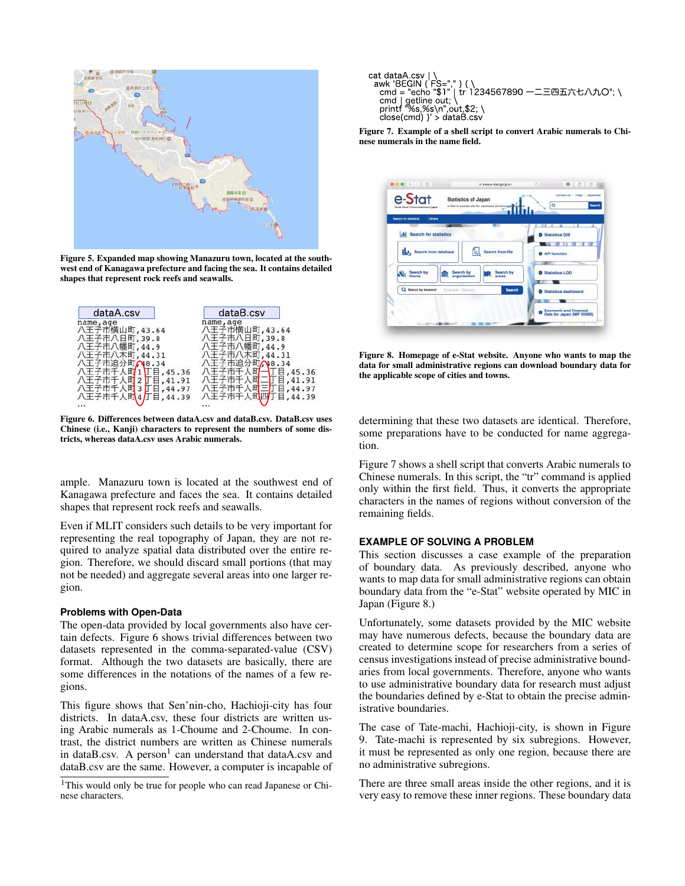Figure 5. Expanded map showing Manazuru town, located at the southwest end of Kanagawa prefecture and facing the sea. It contains detailed shapes that represent rock reefs and seawalls.

dataA.csv

```
name,age
八王子市横山町,43.64
八王子市八日町,39.8
八王子市八幡町,44.9
八王子市八木町,44.31
八王子市追分町,48.34
八王子市千人町1丁目,45.36
八王子市千人町2丁目,41.91
八王子市千人町3丁目,44.97
八王子市千人町4丁目,44.39
...
```

dataB.csv

```
name,age
八王子市横山町,43.64
八王子市八日町,39.8
八王子市八幡町,44.9
八王子市八木町,44.31
八王子市追分町,48.34
八王子市千人町一丁目,45.36
八王子市千人町二丁目,41.91
八王子市千人町三丁目,44.97
八王子市千人町四丁目,44.39
...
```

Figure 6. Differences between dataA.csv and dataB.csv. DataB.csv uses Chinese (i.e., Kanji) characters to represent the numbers of some districts, whereas dataA.csv uses Arabic numerals.

ample. Manazuru town is located at the southwest end of Kanagawa prefecture and faces the sea. It contains detailed shapes that represent rock reefs and seawalls.

Even if MLIT considers such details to be very important for representing the real topography of Japan, they are not required to analyze spatial data distributed over the entire region. Therefore, we should discard small portions (that may not be needed) and aggregate several areas into one larger region.

### Problems with Open-Data

The open-data provided by local governments also have certain defects. Figure 6 shows trivial differences between two datasets represented in the comma-separated-value (CSV) format. Although the two datasets are basically, there are some differences in the notations of the names of a few regions.

This figure shows that Sen'nin-cho, Hachioji-city has four districts. In dataA.csv, these four districts are written using Arabic numerals as 1-Choume and 2-Choume. In contrast, the district numbers are written as Chinese numerals in dataB.csv. A person[1] can understand that dataA.csv and dataB.csv are the same. However, a computer is incapable of determining that these two datasets are identical. Therefore, some preparations have to be conducted for name aggregation.

[1]This would only be true for people who can read Japanese or Chinese characters.

```
cat dataA.csv | \
  awk 'BEGIN { FS="," } { \
  cmd = "echo "$1" | tr 1234567890 一二三四五六七八九〇"; \
  cmd | getline out; \
  printf "%s,%s\n",out,$2; \
  close(cmd) }' > dataB.csv
```

Figure 7. Example of a shell script to convert Arabic numerals to Chinese numerals in the name field.

Figure 8. Homepage of e-Stat website. Anyone who wants to map the data for small administrative regions can download boundary data for the applicable scope of cities and towns.

Figure 7 shows a shell script that converts Arabic numerals to Chinese numerals. In this script, the "tr" command is applied only within the first field. Thus, it converts the appropriate characters in the names of regions without conversion of the remaining fields.

## EXAMPLE OF SOLVING A PROBLEM

This section discusses a case example of the preparation of boundary data. As previously described, anyone who wants to map data for small administrative regions can obtain boundary data from the "e-Stat" website operated by MIC in Japan (Figure 8.)

Unfortunately, some datasets provided by the MIC website may have numerous defects, because the boundary data are created to determine scope for researchers from a series of census investigations instead of precise administrative boundaries from local governments. Therefore, anyone who wants to use administrative boundary data for research must adjust the boundaries defined by e-Stat to obtain the precise administrative boundaries.

The case of Tate-machi, Hachioji-city, is shown in Figure 9. Tate-machi is represented by six subregions. However, it must be represented as only one region, because there are no administrative subregions.

There are three small areas inside the other regions, and it is very easy to remove these inner regions. These boundary data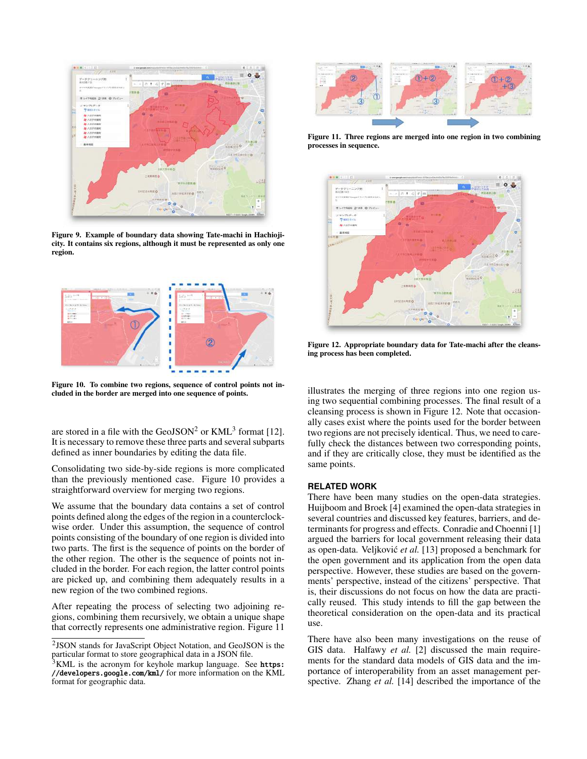Figure 9. Example of boundary data showing Tate-machi in Hachioji-city. It contains six regions, although it must be represented as only one region.

Figure 10. To combine two regions, sequence of control points not included in the border are merged into one sequence of points.

are stored in a file with the GeoJSON[2] or KML[3] format [12]. It is necessary to remove these three parts and several subparts defined as inner boundaries by editing the data file.

Consolidating two side-by-side regions is more complicated than the previously mentioned case. Figure 10 provides a straightforward overview for merging two regions.

We assume that the boundary data contains a set of control points defined along the edges of the region in a counterclockwise order. Under this assumption, the sequence of control points consisting of the boundary of one region is divided into two parts. The first is the sequence of points on the border of the other region. The other is the sequence of points not included in the border. For each region, the latter control points are picked up, and combining them adequately results in a new region of the two combined regions.

After repeating the process of selecting two adjoining regions, combining them recursively, we obtain a unique shape that correctly represents one administrative region. Figure 11 illustrates the merging of three regions into one region using two sequential combining processes. The final result of a cleansing process is shown in Figure 12. Note that occasionally cases exist where the points used for the border between two regions are not precisely identical. Thus, we need to carefully check the distances between two corresponding points, and if they are critically close, they must be identified as the same points.

[2]JSON stands for JavaScript Object Notation, and GeoJSON is the particular format to store geographical data in a JSON file.

[3]KML is the acronym for keyhole markup language. See **https://developers.google.com/kml/** for more information on the KML format for geographic data.

Figure 11. Three regions are merged into one region in two combining processes in sequence.

Figure 12. Appropriate boundary data for Tate-machi after the cleansing process has been completed.

## RELATED WORK

There have been many studies on the open-data strategies. Huijboom and Broek [4] examined the open-data strategies in several countries and discussed key features, barriers, and determinants for progress and effects. Conradie and Choenni [1] argued the barriers for local government releasing their data as open-data. Veljković *et al.* [13] proposed a benchmark for the open government and its application from the open data perspective. However, these studies are based on the governments' perspective, instead of the citizens' perspective. That is, their discussions do not focus on how the data are practically reused. This study intends to fill the gap between the theoretical consideration on the open-data and its practical use.

There have also been many investigations on the reuse of GIS data. Halfawy *et al.* [2] discussed the main requirements for the standard data models of GIS data and the importance of interoperability from an asset management perspective. Zhang *et al.* [14] described the importance of the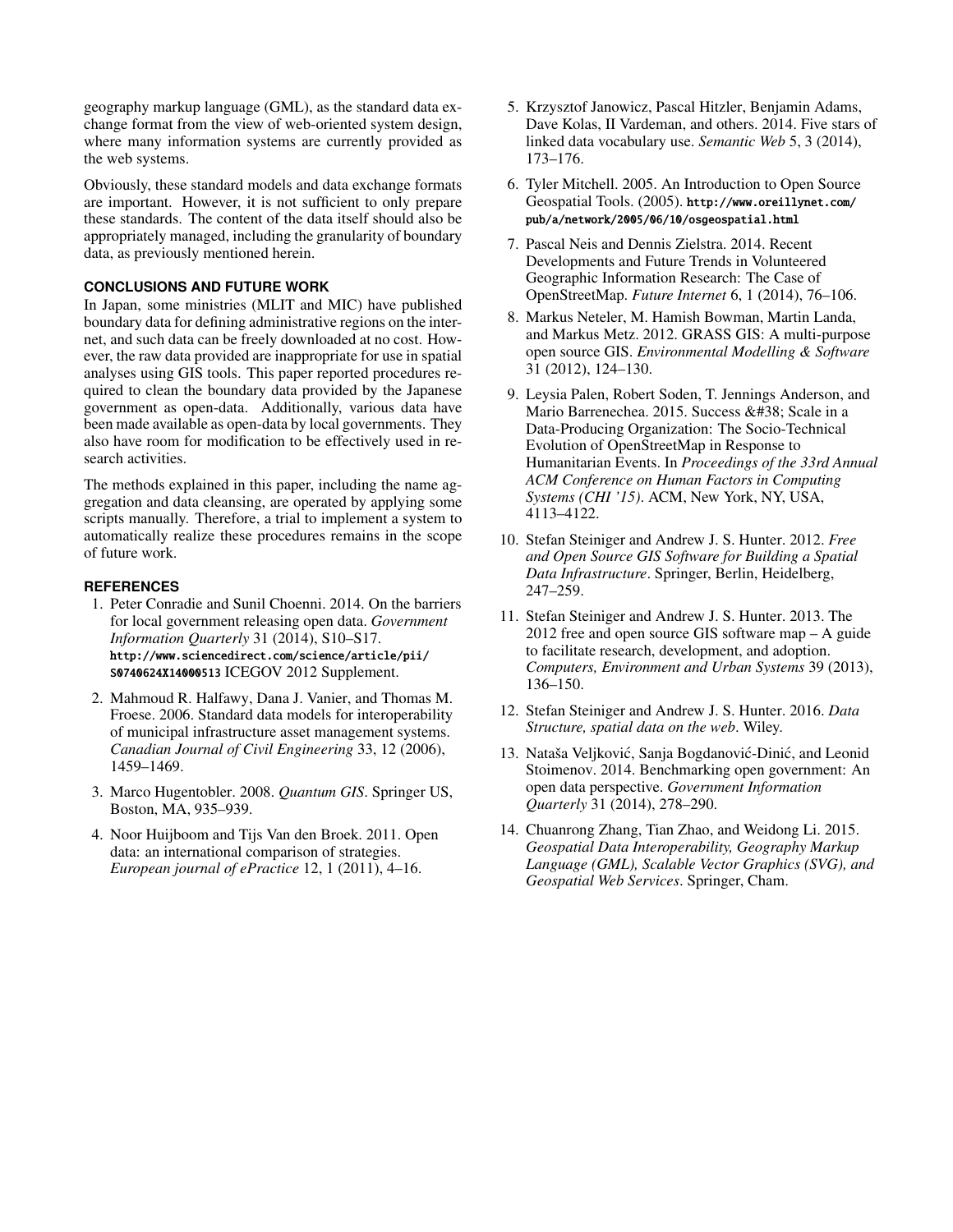geography markup language (GML), as the standard data exchange format from the view of web-oriented system design, where many information systems are currently provided as the web systems.

Obviously, these standard models and data exchange formats are important. However, it is not sufficient to only prepare these standards. The content of the data itself should also be appropriately managed, including the granularity of boundary data, as previously mentioned herein.

## CONCLUSIONS AND FUTURE WORK

In Japan, some ministries (MLIT and MIC) have published boundary data for defining administrative regions on the internet, and such data can be freely downloaded at no cost. However, the raw data provided are inappropriate for use in spatial analyses using GIS tools. This paper reported procedures required to clean the boundary data provided by the Japanese government as open-data. Additionally, various data have been made available as open-data by local governments. They also have room for modification to be effectively used in research activities.

The methods explained in this paper, including the name aggregation and data cleansing, are operated by applying some scripts manually. Therefore, a trial to implement a system to automatically realize these procedures remains in the scope of future work.

## REFERENCES

1. Peter Conradie and Sunil Choenni. 2014. On the barriers for local government releasing open data. *Government Information Quarterly* 31 (2014), S10–S17. `http://www.sciencedirect.com/science/article/pii/S0740624X14000513` ICEGOV 2012 Supplement.
2. Mahmoud R. Halfawy, Dana J. Vanier, and Thomas M. Froese. 2006. Standard data models for interoperability of municipal infrastructure asset management systems. *Canadian Journal of Civil Engineering* 33, 12 (2006), 1459–1469.
3. Marco Hugentobler. 2008. *Quantum GIS*. Springer US, Boston, MA, 935–939.
4. Noor Huijboom and Tijs Van den Broek. 2011. Open data: an international comparison of strategies. *European journal of ePractice* 12, 1 (2011), 4–16.
5. Krzysztof Janowicz, Pascal Hitzler, Benjamin Adams, Dave Kolas, II Vardeman, and others. 2014. Five stars of linked data vocabulary use. *Semantic Web* 5, 3 (2014), 173–176.
6. Tyler Mitchell. 2005. An Introduction to Open Source Geospatial Tools. (2005). `http://www.oreillynet.com/pub/a/network/2005/06/10/osgeospatial.html`
7. Pascal Neis and Dennis Zielstra. 2014. Recent Developments and Future Trends in Volunteered Geographic Information Research: The Case of OpenStreetMap. *Future Internet* 6, 1 (2014), 76–106.
8. Markus Neteler, M. Hamish Bowman, Martin Landa, and Markus Metz. 2012. GRASS GIS: A multi-purpose open source GIS. *Environmental Modelling & Software* 31 (2012), 124–130.
9. Leysia Palen, Robert Soden, T. Jennings Anderson, and Mario Barrenechea. 2015. Success &#38; Scale in a Data-Producing Organization: The Socio-Technical Evolution of OpenStreetMap in Response to Humanitarian Events. In *Proceedings of the 33rd Annual ACM Conference on Human Factors in Computing Systems (CHI '15)*. ACM, New York, NY, USA, 4113–4122.
10. Stefan Steiniger and Andrew J. S. Hunter. 2012. *Free and Open Source GIS Software for Building a Spatial Data Infrastructure*. Springer, Berlin, Heidelberg, 247–259.
11. Stefan Steiniger and Andrew J. S. Hunter. 2013. The 2012 free and open source GIS software map – A guide to facilitate research, development, and adoption. *Computers, Environment and Urban Systems* 39 (2013), 136–150.
12. Stefan Steiniger and Andrew J. S. Hunter. 2016. *Data Structure, spatial data on the web*. Wiley.
13. Nataša Veljković, Sanja Bogdanović-Dinić, and Leonid Stoimenov. 2014. Benchmarking open government: An open data perspective. *Government Information Quarterly* 31 (2014), 278–290.
14. Chuanrong Zhang, Tian Zhao, and Weidong Li. 2015. *Geospatial Data Interoperability, Geography Markup Language (GML), Scalable Vector Graphics (SVG), and Geospatial Web Services*. Springer, Cham.